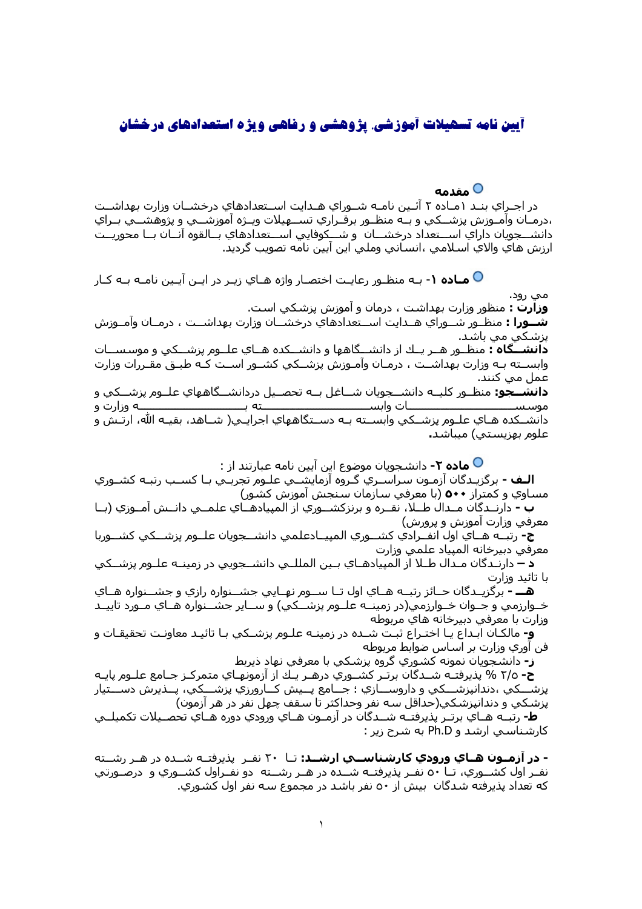# آيين نامه تسهيلات آموزشي، پژوهشي و رفاهي ويژه استعدادهاي درخشان

## مقدمه

در اجـراي بنـد ١مـاده ٢ آئـين نامـه شـوراي هـدايت اسـتعدادهاي درخشـان وزارت بهداشـت ،درمـان وآمـوزش پزشـكي و بـه منظـور برقـراري تسـهيلات ويـژه آموزشـي و پژوهشـي بـراي دانشـجويان داراي اسـتعداد درخشـان و شـكوفايي اسـتعدادهاي بـالقوه آنـان بـا محوريـت ارزش هاي والاي اسلامي ،انساني وملي اين آيين نامه تصويب گرديد.

**مـاده ١**- بـه منظـور رعايـت اختصـار واژه هـاي زيـر در ايـن آيـين نامـه بـه كـار مي رود.

**وزارت :** منظور وزارت بهداشت ، درمان و آموزش پزشكي است.

**شـورا :** منظـور شـوراي هـدايت اسـتعدادهاي درخشـان وزارت بهداشـت ، درمـان وآمـوزش پزشكي مي باشد.

**دانشـگاه :** منظـور هـر يـك از دانشـگاهها و دانشـكده هـاي علـوم پزشـكي و موسسـات وابسـته بـه وزارت بهداشـت ، درمـان وآمـوزش پزشـكي كشـور اسـت كـه طبـق مقـررات وزارت عمل مي كنند.

**دانشـجو:** منظـور كليـه دانشـجويان شـاغل بـه تحصـيل دردانشـگاههاي علـوم پزشـكي و موسسـات وابسـته بـه وزارت و دانشـكده هـاي علـوم پزشـكي وابسـته بـه دسـتگاههاي اجرايـي( شـاهد، بقيـه الله، ارتـش و علوم بهزيستي) ميباشد.

**ماده ٢**- دانشجويان موضوع اين آيين نامه عبارتند از :

**الـف** - برگزيـدگان آزمـون سراسـري گـروه آزمايشـي علـوم تجربـي بـا كسـب رتبـه كشـوري مساوي و كمتراز **٥٠٠** (با معرفي سازمان سنجش آموزش كشور)

**ب** - دارنـدگان مـدال طـلا، نقـره و برنزكشـوري از المپيادهـاي علمـي دانـش آمـوزي (بـا معرفي وزارت آموزش و پرورش)

**ج**- رتبـه هـاي اول انفـرادي كشـوري المپيـادعلمي دانشـجويان علـوم پزشـكي كشـوربا معرفي دبيرخانه المپياد علمي وزارت

**د** – دارنـدگان مـدال طـلا از المپيادهـاي بـين المللـي دانشـجويي در زمينـه علـوم پزشـكي با تائيد وزارت

**هـ** - برگزيـدگان حـائز رتبـه هـاي اول تـا سـوم نهـايي جشـنواره رازي و جشـنواره هـاي خـوارزمي و جـوان خـوارزمي(در زمينـه علـوم پزشـكي) و سـاير جشـنواره هـاي مـورد تاييـد وزارت با معرفي دبيرخانه هاي مربوطه

**و**- مالكـان ابـداع يـا اختـراع ثبـت شـده در زمينـه علـوم پزشـكي بـا تائيـد معاونـت تحقيقـات و فن آوري وزارت بر اساس ضوابط مربوطه

**ز**- دانشجويان نمونه كشوري گروه پزشكي با معرفي نهاد ذيربط

**ح**- ٢/٥ % پذيرفتـه شـدگان برتـر كشـوري درهـر يـك از آزمونهـاي متمركـز جـامع علـوم پايـه پزشـكي ،دندانپزشـكي و داروسـازي ؛ جـامع پـيش كـارورزي پزشـكي، پـذيرش دسـتيار پزشكي و دندانپزشكي(حداقل سه نفر وحداكثر تا سقف چهل نفر در هر آزمون)

**ط**- رتبـه هـاي برتـر پذيرفتـه شـدگان در آزمـون هـاي ورودي دوره هـاي تحصـيلات تكميلـي كارشناسي ارشد و Ph.D به شرح زير :

**- در آزمـون هـاي ورودي كارشناسـي ارشـد:** تـا ٢٠ نفـر پذيرفتـه شـده در هـر رشـته نفـر اول كشـوري، تـا ٥٠ نفـر پذيرفتـه شـده در هـر رشـته دو نفـراول كشـوري و درصـورتي كه تعداد پذيرفته شدگان بيش از ٥٠ نفر باشد در مجموع سه نفر اول كشوري.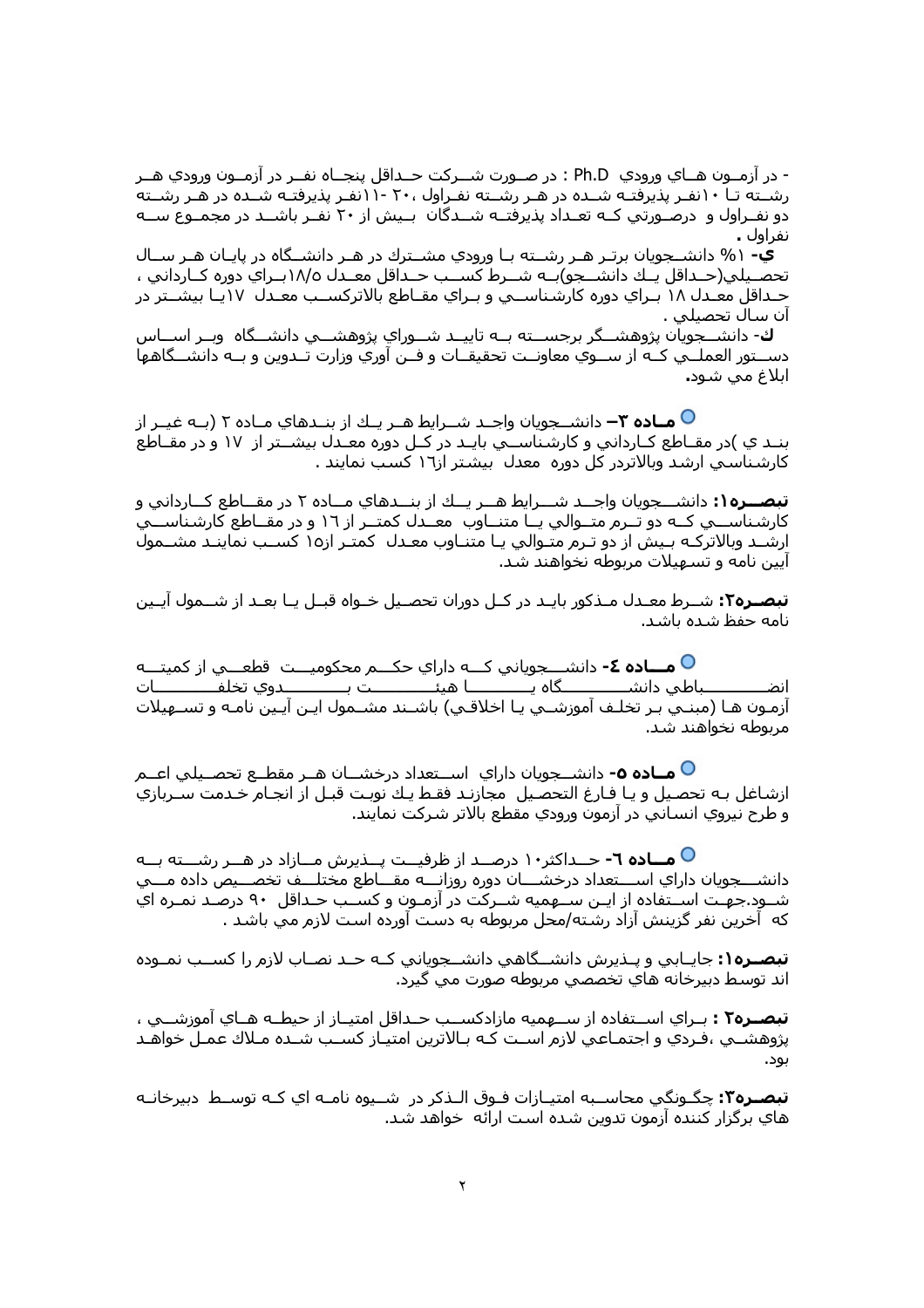- در آزمـون هـاي ورودي Ph.D : در صـورت شـركت حـداقل پنجـاه نفـر در آزمـون ورودي هـر رشـته تـا ۱۰نفـر پذيرفتـه شـده در هـر رشـته نفـراول ،۲۰ -۱۱نفـر پذيرفتـه شـده در هـر رشـته دو نفـراول و درصـورتي كـه تعـداد پذيرفتـه شـدگان بـيش از ۲۰ نفـر باشـد در مجمـوع سـه نفراول .

**ي-** ۱% دانشـجويان برتـر هـر رشـته بـا ورودي مشـترك در هـر دانشـگاه در پايـان هـر سـال تحصـيلي(حـداقل يـك دانشـجو)بـه شـرط كسـب حـداقل معـدل ۱۸/۵بـراي دوره كـارداني ، حـداقل معـدل ۱۸ بـراي دوره كارشناسـي و بـراي مقـاطع بالاتركسـب معـدل ۱۷يـا بيشـتر در آن سال تحصيلي .

**ك-** دانشـجويان پژوهشـگر برجسـته بـه تاييـد شـوراي پژوهشـي دانشـگاه وبـر اسـاس دسـتور العملـي كـه از سـوي معاونـت تحقيقـات و فـن آوري وزارت تـدوين و بـه دانشـگاهها ابلاغ مي شود.

**مـاده ۳–** دانشـجويان واجـد شـرايط هـر يـك از بنـدهاي مـاده ۲ (بـه غيـر از بنـد ي )در مقـاطع كـارداني و كارشناسـي بايـد در كـل دوره معـدل بيشـتر از ۱۷ و در مقـاطع كارشناسي ارشد وبالاتردر كل دوره معدل بيشتر از۱٦ كسب نمايند .

**تبصـره۱:** دانشـجويان واجـد شـرايط هـر يـك از بنـدهاي مـاده ۲ در مقـاطع كـارداني و كارشناسـي كـه دو تـرم متـوالي يـا متنـاوب معـدل كمتـر از ۱٦ و در مقـاطع كارشناسـي ارشـد وبالاتركـه بـيش از دو تـرم متـوالي يـا متنـاوب معـدل كمتـر از۱۵ كسـب نماينـد مشـمول آيين نامه و تسهيلات مربوطه نخواهند شد.

**تبصـره۲:** شـرط معـدل مـذكور بايـد در كـل دوران تحصـيل خـواه قبـل يـا بعـد از شـمول آيـين نامه حفظ شده باشد.

**مـاده ٤-** دانشـجوياني كـه داراي حكـم محكوميـت قطعـي از كميتـه انضـباطي دانشـگاه يـا هيئـت بـدوي تخلفـات آزمـون هـا (مبنـي بـر تخلـف آموزشـي يـا اخلاقي) باشـند مشـمول ايـن آيـين نامـه و تسـهيلات مربوطه نخواهند شد.

**مـاده ٥-** دانشـجويان داراي اسـتعداد درخشـان هـر مقطـع تحصـيلي اعـم ازشاغل بـه تحصـيل و يـا فـارغ التحصيل مجازنـد فقـط يـك نوبـت قبـل از انجـام خـدمت سـربازي و طرح نيروي انساني در آزمون ورودي مقطع بالاتر شركت نمايند.

**مـاده ٦-** حـداكثر۱۰ درصـد از ظرفيـت پـذيرش مـازاد در هـر رشـته بـه دانشـجويان داراي اسـتعداد درخشـان دوره روزانـه مقـاطع مختلـف تخصـيص داده مـي شـود.جهـت اسـتفاده از ايـن سـهميه شـركت در آزمـون و كسـب حـداقل ۹۰ درصـد نمـره اي كه آخرين نفر گزينش آزاد رشته/محل مربوطه به دست آورده است لازم مي باشد .

**تبصـره۱:** جايـابي و پـذيرش دانشـگاهي دانشـجوياني كـه حـد نصـاب لازم را كسـب نمـوده اند توسط دبيرخانه هاي تخصصي مربوطه صورت مي گيرد.

**تبصـره۲ :** بـراي اسـتفاده از سـهميه مازادكسـب حـداقل امتيـاز از حيطـه هـاي آموزشـي ، پژوهشـي ،فـردي و اجتمـاعي لازم اسـت كـه بـالاترين امتيـاز كسـب شـده مـلاك عمـل خواهـد بود.

**تبصـره۳:** چگـونگي محاسـبه امتيـازات فـوق الـذكر در شـيوه نامـه اي كـه توسـط دبيرخانـه هاي برگزار كننده آزمون تدوين شده است ارائه خواهد شد.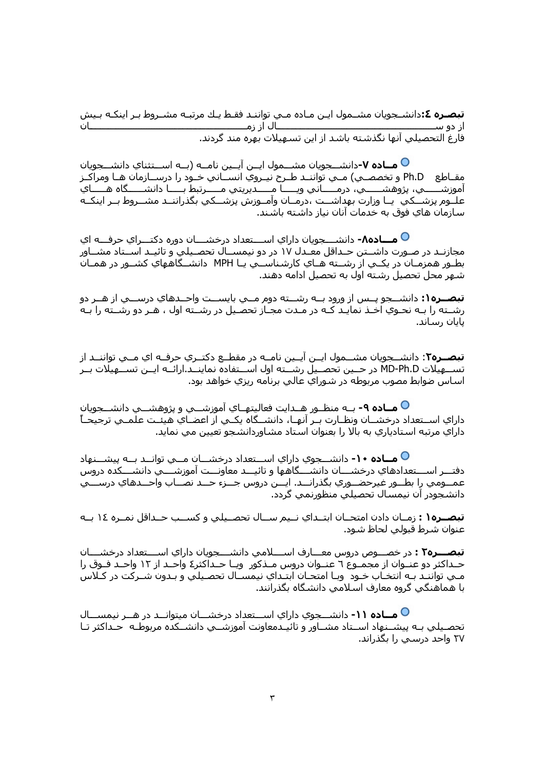**تبصره ٤:**دانشجويان مشمول اين ماده مي توانند فقط يك مرتبه مشروط بر اينكه بيش از دو سال از زمان فارغ التحصيلي آنها نگذشته باشد از اين تسهيلات بهره مند گردند.

**ماده ٧-**دانشجويان مشمول اين آيين نامه (به استثناي دانشجويان مقاطع Ph.D و تخصصي) مي توانند طرح نيروي انساني خود را درسازمان ها ومراكز آموزشي، پژوهشي، درماني ويا مديريتي مرتبط با دانشگاه هاي علوم پزشكي يا وزارت بهداشت ،درمان وآموزش پزشكي بگذرانند مشروط بر اينكه سازمان هاي فوق به خدمات آنان نياز داشته باشند.

**ماده٨-** دانشجويان داراي استعداد درخشان دوره دكتراي حرفه اي مجازند در صورت داشتن حداقل معدل ١٧ در دو نيمسال تحصيلي و تائيد استاد مشاور بطور همزمان در يكي از رشته هاي كارشناسي يا MPH دانشگاههاي كشور در همان شهر محل تحصيل رشته اول به تحصيل ادامه دهند.

**تبصره١:** دانشجو پس از ورود به رشته دوم مي بايست واحدهاي درسي از هر دو رشته را به نحوي اخذ نمايد كه در مدت مجاز تحصيل در رشته اول ، هر دو رشته را به پايان رساند.

**تبصره٢**: دانشجويان مشمول اين آيين نامه در مقطع دكتري حرفه اي مي توانند از تسهيلات MD-Ph.D در حين تحصيل رشته اول استفاده نمايند.ارائه اين تسهيلات بر اساس ضوابط مصوب مربوطه در شوراي عالي برنامه ريزي خواهد بود.

**ماده ٩-** به منظور هدايت فعاليتهاي آموزشي و پژوهشي دانشجويان داراي استعداد درخشان ونظارت بر آنها، دانشگاه يكي از اعضاي هيئت علمي ترجيحاً داراي مرتبه استادياري به بالا را بعنوان استاد مشاوردانشجو تعيين مي نمايد.

**ماده ١٠-** دانشجوي داراي استعداد درخشان مي تواند به پيشنهاد دفتر استعدادهاي درخشان دانشگاهها و تائيد معاونت آموزشي دانشكده دروس عمومي را بطور غيرحضوري بگذراند. اين دروس جزء حد نصاب واحدهاي درسي دانشجودر آن نيمسال تحصيلي منظورنمي گردد.

**تبصره١ :** زمان دادن امتحان ابتداي نيم سال تحصيلي و كسب حداقل نمره ١٤ به عنوان شرط قبولي لحاظ شود.

**تبصره٢ :** در خصوص دروس معارف اسلامي دانشجويان داراي استعداد درخشان حداكثر دو عنوان از مجموع ٦ عنوان دروس مذكور ويا حداكثر٤ واحد از ١٢ واحد فوق را مي توانند به انتخاب خود ويا امتحان ابتداي نيمسال تحصيلي و بدون شركت در كلاس با هماهنگي گروه معارف اسلامي دانشگاه بگذرانند.

**ماده ١١-** دانشجوي داراي استعداد درخشان ميتواند در هر نيمسال تحصيلي به پيشنهاد استاد مشاور و تائيدمعاونت آموزشي دانشكده مربوطه حداكثر تا ٢٧ واحد درسي را بگذراند.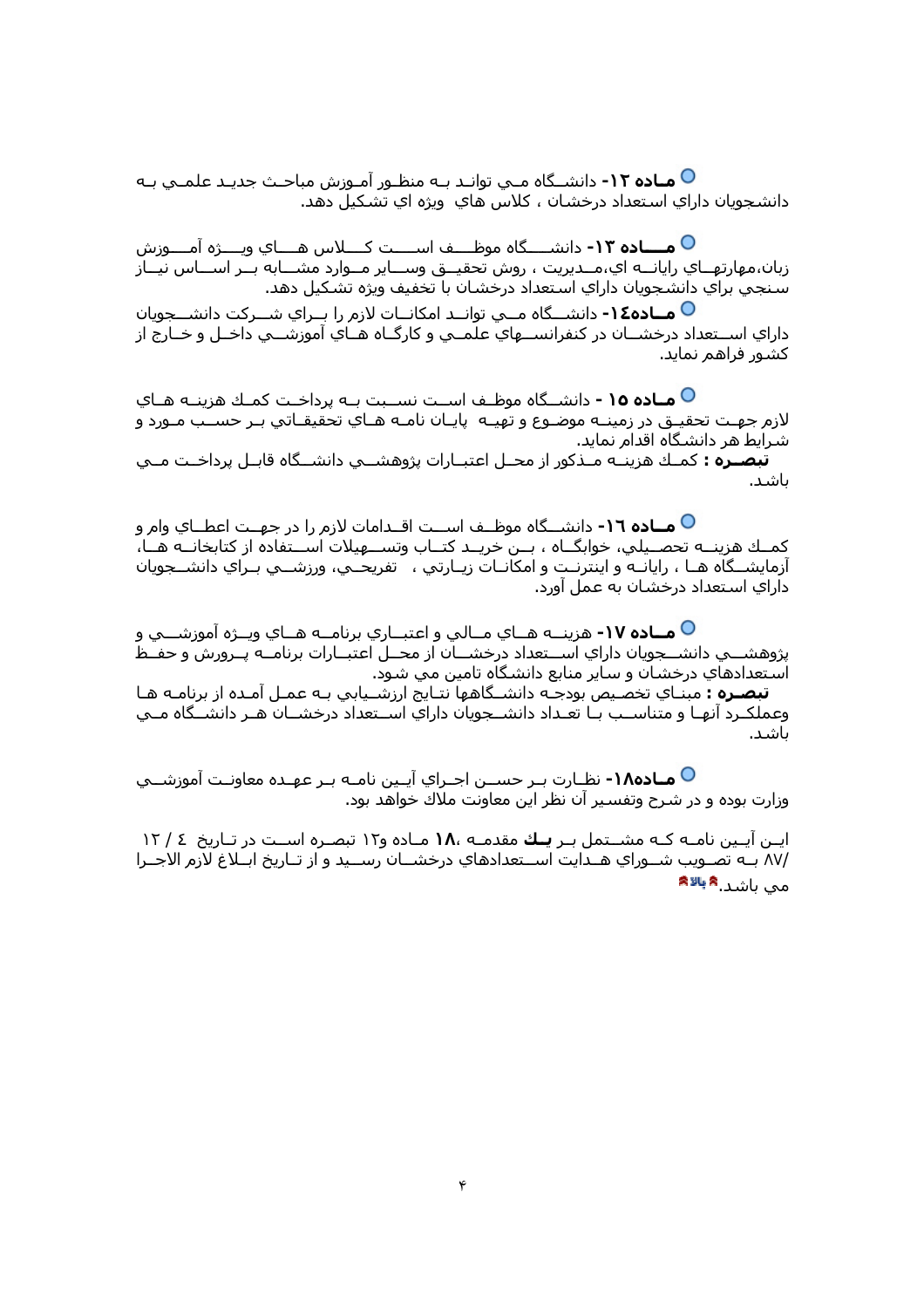**مـاده ١٢-** دانشـگاه مـي توانـد بـه منظـور آمـوزش مباحـث جديـد علمـي بـه دانشجويان داراي استعداد درخشان ، كلاس هاي ويژه اي تشكيل دهد.

**مـاده ١٣-** دانشـگاه موظـف اسـت كـلاس هـاي ويـژه آمـوزش زبان،مهارتهـاي رايانـه اي،مـديريت ، روش تحقيـق وسـاير مـوارد مشـابه بـر اسـاس نيـاز سنجي براي دانشجويان داراي استعداد درخشان با تخفيف ويژه تشكيل دهد.

**مـاده١٤-** دانشـگاه مـي توانـد امكانـات لازم را بـراي شـركت دانشـجويان داراي اسـتعداد درخشـان در كنفرانسـهاي علمـي و كارگـاه هـاي آموزشـي داخـل و خـارج از كشور فراهم نمايد.

**مـاده ١٥ -** دانشـگاه موظـف اسـت نسـبت بـه پرداخـت كمـك هزينـه هـاي لازم جهـت تحقيـق در زمينـه موضـوع و تهيـه پايـان نامـه هـاي تحقيقـاتي بـر حسـب مـورد و شرايط هر دانشگاه اقدام نمايد.

**تبصـره :** كمـك هزينـه مـذكور از محـل اعتبـارات پژوهشـي دانشـگاه قابـل پرداخـت مـي باشد.

**مـاده ١٦-** دانشـگاه موظـف اسـت اقـدامات لازم را در جهـت اعطـاي وام و كمـك هزينـه تحصـيلي، خوابگـاه ، بـن خريـد كتـاب وتسـهيلات اسـتفاده از كتابخانـه هـا، آزمايشـگاه هـا ، رايانـه و اينترنـت و امكانـات زيـارتي ، تفريحـي، ورزشـي بـراي دانشـجويان داراي استعداد درخشان به عمل آورد.

**مـاده ١٧ -** هزينـه هـاي مـالي و اعتبـاري برنامـه هـاي ويـژه آموزشـي و پژوهشـي دانشـجويان داراي اسـتعداد درخشـان از محـل اعتبـارات برنامـه پـرورش و حفـظ استعدادهاي درخشان و ساير منابع دانشگاه تامين مي شود.

**تبصـره :** مبنـاي تخصـيص بودجـه دانشـگاهها نتـايج ارزشـيابي بـه عمـل آمـده از برنامـه هـا وعملكـرد آنهـا و متناسـب بـا تعـداد دانشـجويان داراي اسـتعداد درخشـان هـر دانشـگاه مـي باشد.

**مـاده١٨-** نظـارت بـر حسـن اجـراي آيـين نامـه بـر عهـده معاونـت آموزشـي وزارت بوده و در شرح وتفسير آن نظر اين معاونت ملاك خواهد بود.

ايـن آيـين نامـه كـه مشـتمل بـر **يـك** مقدمـه ،**١٨** مـاده و١٢ تبصـره اسـت در تـاريخ ٤ / ١٢ /٨٧ بـه تصـويب شـوراي هـدايت اسـتعدادهاي درخشـان رسـيد و از تـاريخ ابـلاغ لازم الاجـرا مي باشد. بالا